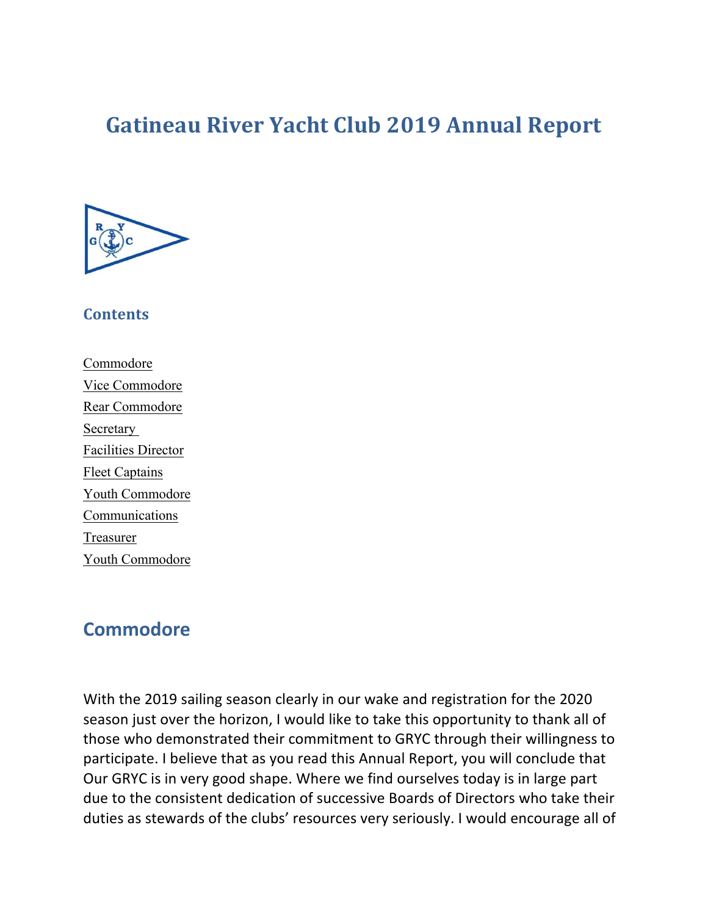# Gatineau River Yacht Club 2019 Annual Report

### Contents

Commodore
Vice Commodore
Rear Commodore
Secretary
Facilities Director
Fleet Captains
Youth Commodore
Communications
Treasurer
Youth Commodore

## Commodore

With the 2019 sailing season clearly in our wake and registration for the 2020 season just over the horizon, I would like to take this opportunity to thank all of those who demonstrated their commitment to GRYC through their willingness to participate. I believe that as you read this Annual Report, you will conclude that Our GRYC is in very good shape. Where we find ourselves today is in large part due to the consistent dedication of successive Boards of Directors who take their duties as stewards of the clubs' resources very seriously. I would encourage all of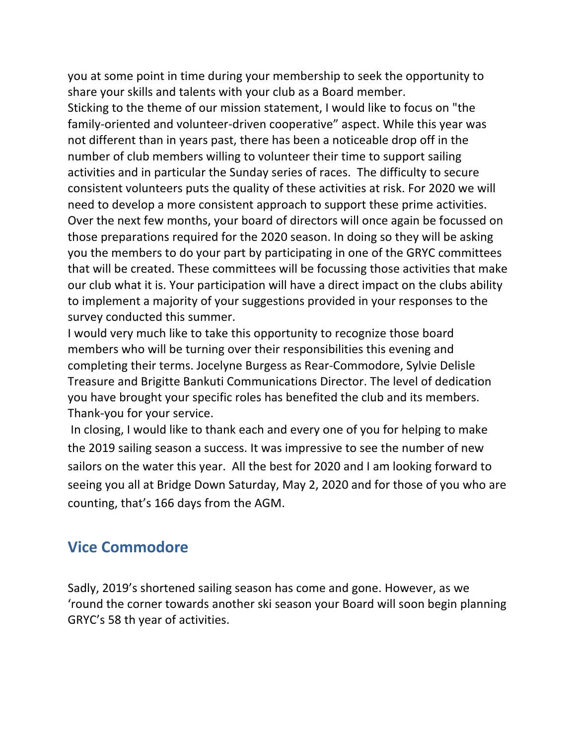you at some point in time during your membership to seek the opportunity to share your skills and talents with your club as a Board member.

Sticking to the theme of our mission statement, I would like to focus on "the family-oriented and volunteer-driven cooperative" aspect. While this year was not different than in years past, there has been a noticeable drop off in the number of club members willing to volunteer their time to support sailing activities and in particular the Sunday series of races. The difficulty to secure consistent volunteers puts the quality of these activities at risk. For 2020 we will need to develop a more consistent approach to support these prime activities.

Over the next few months, your board of directors will once again be focussed on those preparations required for the 2020 season. In doing so they will be asking you the members to do your part by participating in one of the GRYC committees that will be created. These committees will be focussing those activities that make our club what it is. Your participation will have a direct impact on the clubs ability to implement a majority of your suggestions provided in your responses to the survey conducted this summer.

I would very much like to take this opportunity to recognize those board members who will be turning over their responsibilities this evening and completing their terms. Jocelyne Burgess as Rear-Commodore, Sylvie Delisle Treasure and Brigitte Bankuti Communications Director. The level of dedication you have brought your specific roles has benefited the club and its members. Thank-you for your service.

In closing, I would like to thank each and every one of you for helping to make the 2019 sailing season a success. It was impressive to see the number of new sailors on the water this year. All the best for 2020 and I am looking forward to seeing you all at Bridge Down Saturday, May 2, 2020 and for those of you who are counting, that's 166 days from the AGM.

## Vice Commodore

Sadly, 2019's shortened sailing season has come and gone. However, as we 'round the corner towards another ski season your Board will soon begin planning GRYC's 58 th year of activities.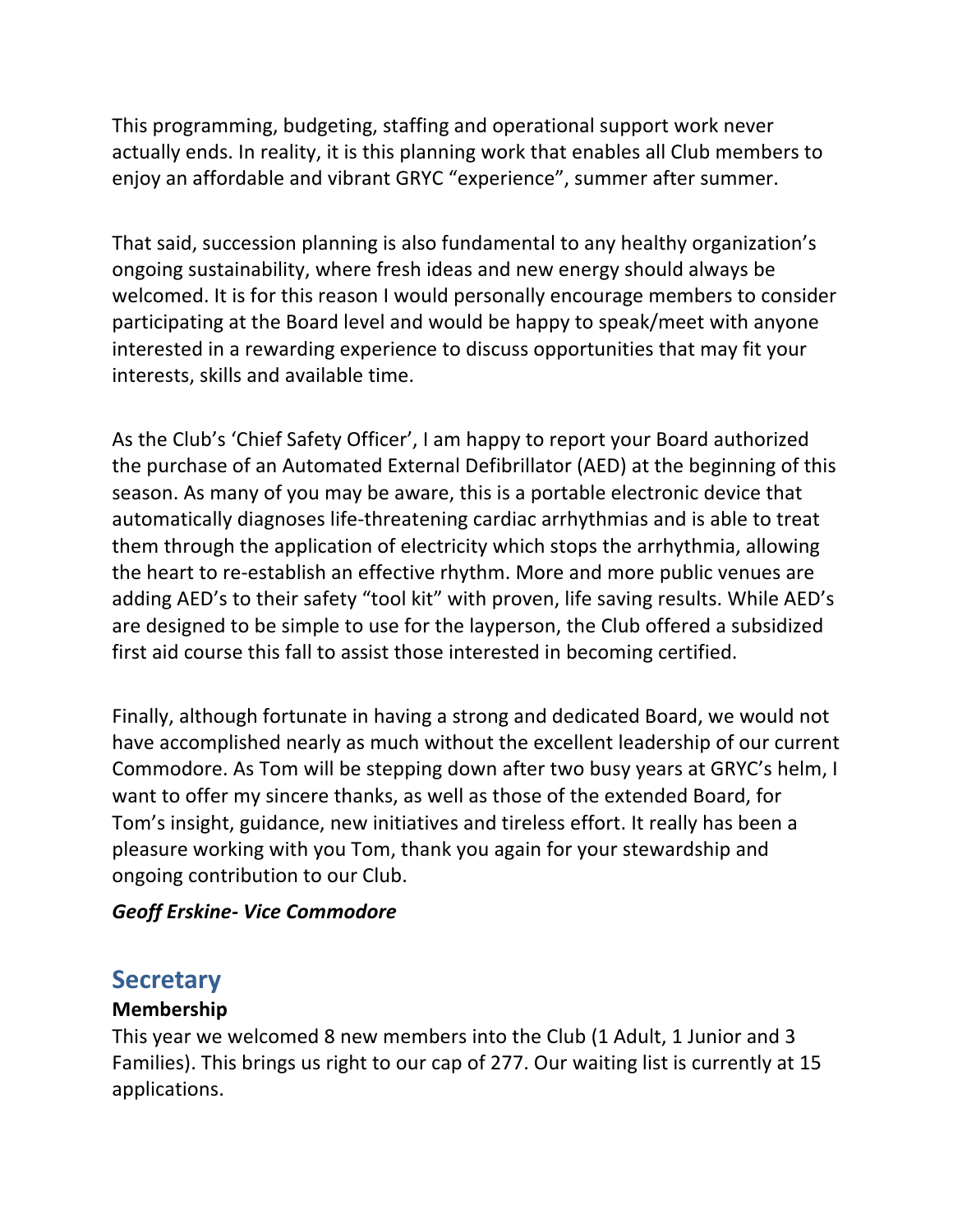This programming, budgeting, staffing and operational support work never actually ends. In reality, it is this planning work that enables all Club members to enjoy an affordable and vibrant GRYC "experience", summer after summer.

That said, succession planning is also fundamental to any healthy organization's ongoing sustainability, where fresh ideas and new energy should always be welcomed. It is for this reason I would personally encourage members to consider participating at the Board level and would be happy to speak/meet with anyone interested in a rewarding experience to discuss opportunities that may fit your interests, skills and available time.

As the Club's 'Chief Safety Officer', I am happy to report your Board authorized the purchase of an Automated External Defibrillator (AED) at the beginning of this season. As many of you may be aware, this is a portable electronic device that automatically diagnoses life-threatening cardiac arrhythmias and is able to treat them through the application of electricity which stops the arrhythmia, allowing the heart to re-establish an effective rhythm. More and more public venues are adding AED's to their safety "tool kit" with proven, life saving results. While AED's are designed to be simple to use for the layperson, the Club offered a subsidized first aid course this fall to assist those interested in becoming certified.

Finally, although fortunate in having a strong and dedicated Board, we would not have accomplished nearly as much without the excellent leadership of our current Commodore. As Tom will be stepping down after two busy years at GRYC's helm, I want to offer my sincere thanks, as well as those of the extended Board, for Tom's insight, guidance, new initiatives and tireless effort. It really has been a pleasure working with you Tom, thank you again for your stewardship and ongoing contribution to our Club.

***Geoff Erskine- Vice Commodore***

## Secretary

**Membership**

This year we welcomed 8 new members into the Club (1 Adult, 1 Junior and 3 Families). This brings us right to our cap of 277. Our waiting list is currently at 15 applications.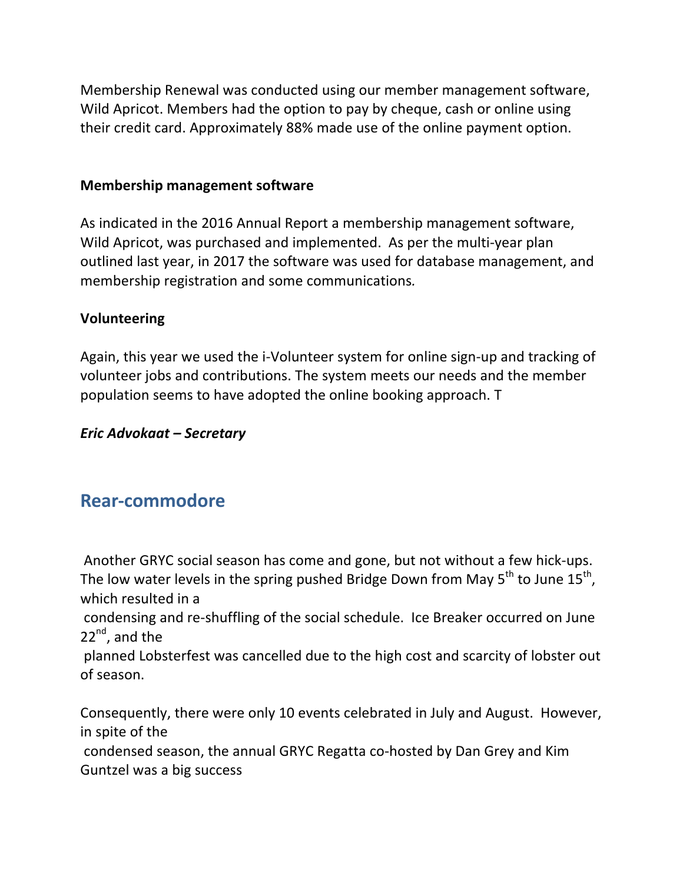Membership Renewal was conducted using our member management software, Wild Apricot. Members had the option to pay by cheque, cash or online using their credit card. Approximately 88% made use of the online payment option.

**Membership management software**

As indicated in the 2016 Annual Report a membership management software, Wild Apricot, was purchased and implemented. As per the multi-year plan outlined last year, in 2017 the software was used for database management, and membership registration and some communications.

**Volunteering**

Again, this year we used the i-Volunteer system for online sign-up and tracking of volunteer jobs and contributions. The system meets our needs and the member population seems to have adopted the online booking approach. T

***Eric Advokaat – Secretary***

## Rear-commodore

Another GRYC social season has come and gone, but not without a few hick-ups. The low water levels in the spring pushed Bridge Down from May 5th to June 15th, which resulted in a condensing and re-shuffling of the social schedule. Ice Breaker occurred on June 22nd, and the planned Lobsterfest was cancelled due to the high cost and scarcity of lobster out of season.

Consequently, there were only 10 events celebrated in July and August. However, in spite of the condensed season, the annual GRYC Regatta co-hosted by Dan Grey and Kim Guntzel was a big success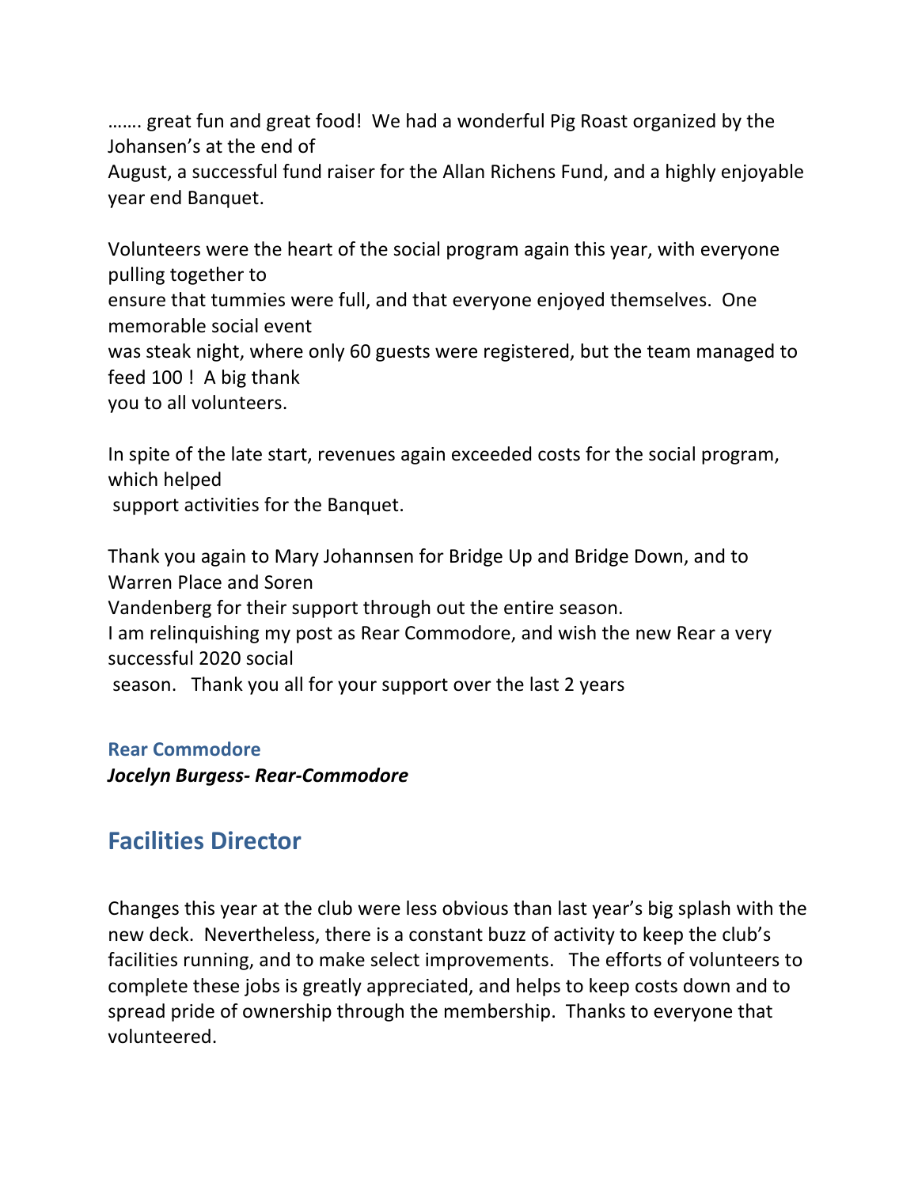……. great fun and great food! We had a wonderful Pig Roast organized by the Johansen's at the end of August, a successful fund raiser for the Allan Richens Fund, and a highly enjoyable year end Banquet.

Volunteers were the heart of the social program again this year, with everyone pulling together to ensure that tummies were full, and that everyone enjoyed themselves. One memorable social event was steak night, where only 60 guests were registered, but the team managed to feed 100 ! A big thank you to all volunteers.

In spite of the late start, revenues again exceeded costs for the social program, which helped support activities for the Banquet.

Thank you again to Mary Johannsen for Bridge Up and Bridge Down, and to Warren Place and Soren Vandenberg for their support through out the entire season.
I am relinquishing my post as Rear Commodore, and wish the new Rear a very successful 2020 social season. Thank you all for your support over the last 2 years

**Rear Commodore**
***Jocelyn Burgess- Rear-Commodore***

## Facilities Director

Changes this year at the club were less obvious than last year's big splash with the new deck. Nevertheless, there is a constant buzz of activity to keep the club's facilities running, and to make select improvements. The efforts of volunteers to complete these jobs is greatly appreciated, and helps to keep costs down and to spread pride of ownership through the membership. Thanks to everyone that volunteered.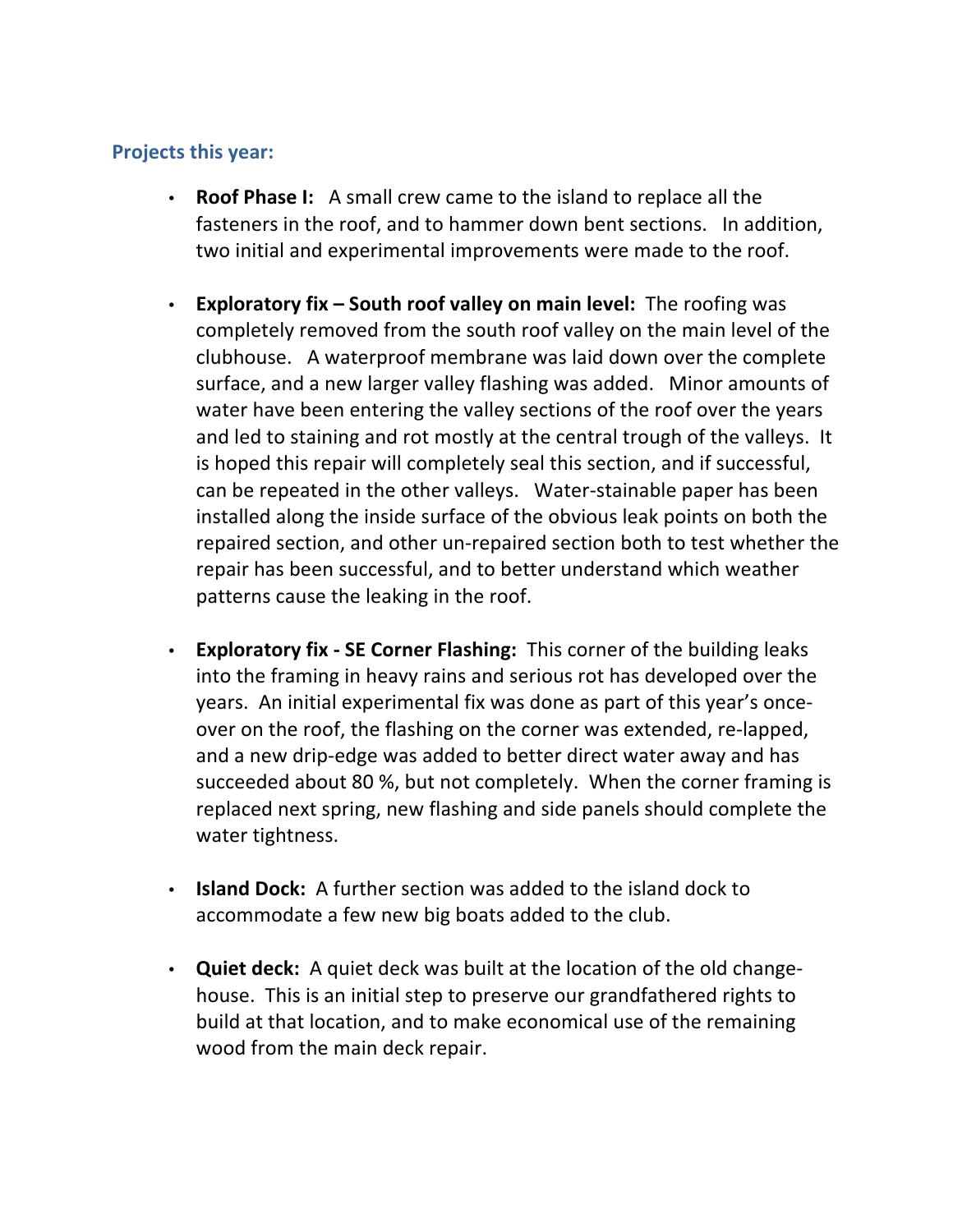### Projects this year:

- **Roof Phase I:** A small crew came to the island to replace all the fasteners in the roof, and to hammer down bent sections. In addition, two initial and experimental improvements were made to the roof.

- **Exploratory fix – South roof valley on main level:** The roofing was completely removed from the south roof valley on the main level of the clubhouse. A waterproof membrane was laid down over the complete surface, and a new larger valley flashing was added. Minor amounts of water have been entering the valley sections of the roof over the years and led to staining and rot mostly at the central trough of the valleys. It is hoped this repair will completely seal this section, and if successful, can be repeated in the other valleys. Water-stainable paper has been installed along the inside surface of the obvious leak points on both the repaired section, and other un-repaired section both to test whether the repair has been successful, and to better understand which weather patterns cause the leaking in the roof.

- **Exploratory fix - SE Corner Flashing:** This corner of the building leaks into the framing in heavy rains and serious rot has developed over the years. An initial experimental fix was done as part of this year's once-over on the roof, the flashing on the corner was extended, re-lapped, and a new drip-edge was added to better direct water away and has succeeded about 80 %, but not completely. When the corner framing is replaced next spring, new flashing and side panels should complete the water tightness.

- **Island Dock:** A further section was added to the island dock to accommodate a few new big boats added to the club.

- **Quiet deck:** A quiet deck was built at the location of the old change-house. This is an initial step to preserve our grandfathered rights to build at that location, and to make economical use of the remaining wood from the main deck repair.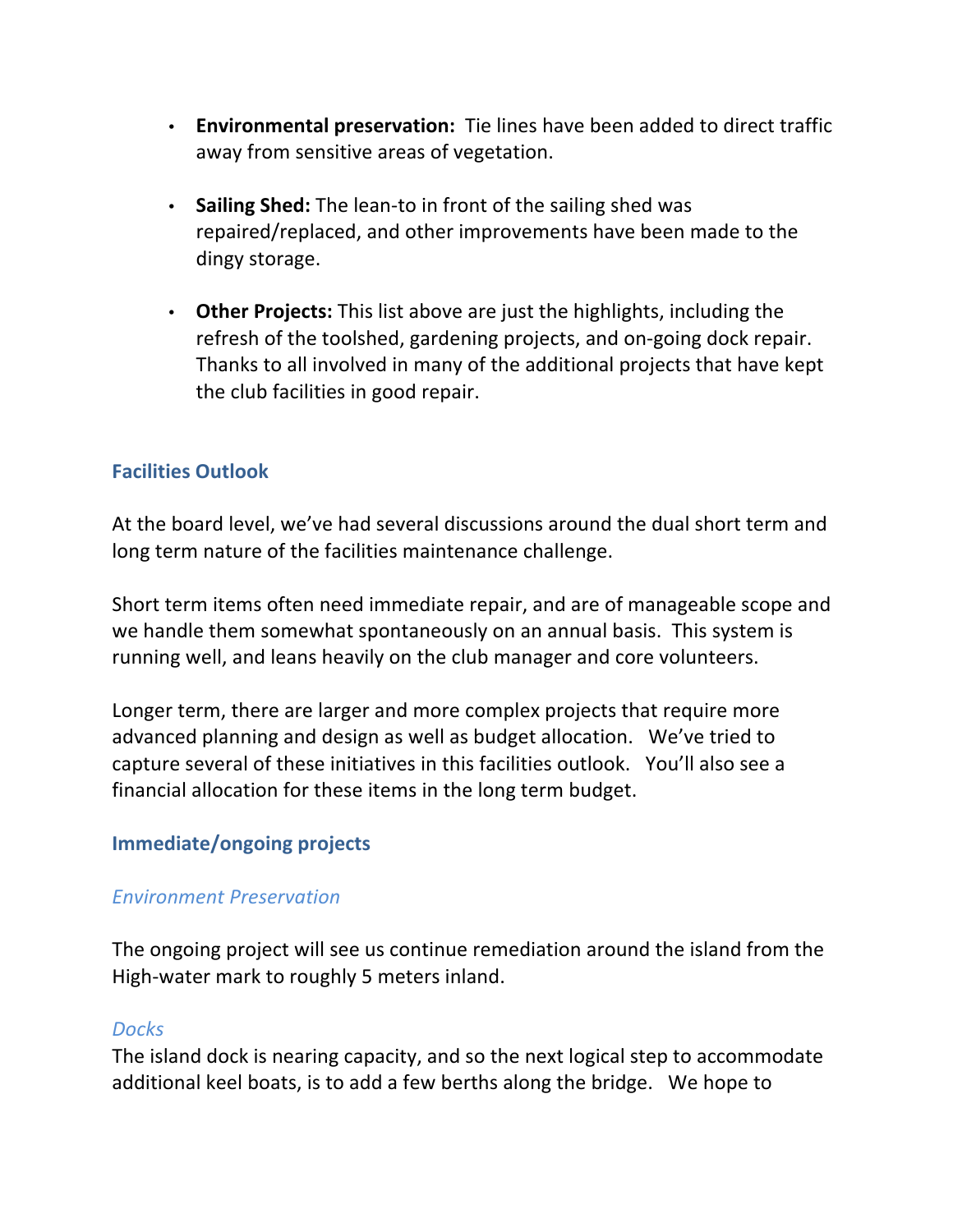- **Environmental preservation:** Tie lines have been added to direct traffic away from sensitive areas of vegetation.

- **Sailing Shed:** The lean-to in front of the sailing shed was repaired/replaced, and other improvements have been made to the dingy storage.

- **Other Projects:** This list above are just the highlights, including the refresh of the toolshed, gardening projects, and on-going dock repair. Thanks to all involved in many of the additional projects that have kept the club facilities in good repair.

## Facilities Outlook

At the board level, we've had several discussions around the dual short term and long term nature of the facilities maintenance challenge.

Short term items often need immediate repair, and are of manageable scope and we handle them somewhat spontaneously on an annual basis. This system is running well, and leans heavily on the club manager and core volunteers.

Longer term, there are larger and more complex projects that require more advanced planning and design as well as budget allocation. We've tried to capture several of these initiatives in this facilities outlook. You'll also see a financial allocation for these items in the long term budget.

## Immediate/ongoing projects

### *Environment Preservation*

The ongoing project will see us continue remediation around the island from the High-water mark to roughly 5 meters inland.

### *Docks*

The island dock is nearing capacity, and so the next logical step to accommodate additional keel boats, is to add a few berths along the bridge. We hope to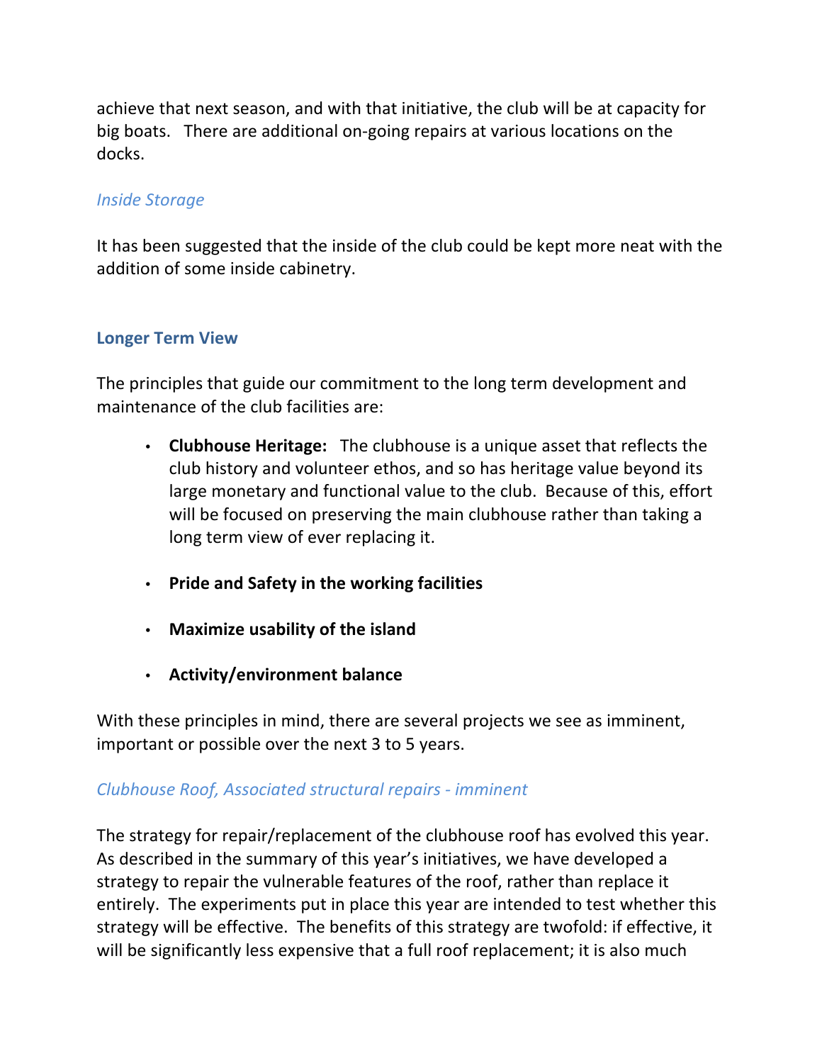achieve that next season, and with that initiative, the club will be at capacity for big boats. There are additional on-going repairs at various locations on the docks.

### *Inside Storage*

It has been suggested that the inside of the club could be kept more neat with the addition of some inside cabinetry.

## Longer Term View

The principles that guide our commitment to the long term development and maintenance of the club facilities are:

- **Clubhouse Heritage:** The clubhouse is a unique asset that reflects the club history and volunteer ethos, and so has heritage value beyond its large monetary and functional value to the club. Because of this, effort will be focused on preserving the main clubhouse rather than taking a long term view of ever replacing it.
- **Pride and Safety in the working facilities**
- **Maximize usability of the island**
- **Activity/environment balance**

With these principles in mind, there are several projects we see as imminent, important or possible over the next 3 to 5 years.

### *Clubhouse Roof, Associated structural repairs - imminent*

The strategy for repair/replacement of the clubhouse roof has evolved this year. As described in the summary of this year's initiatives, we have developed a strategy to repair the vulnerable features of the roof, rather than replace it entirely. The experiments put in place this year are intended to test whether this strategy will be effective. The benefits of this strategy are twofold: if effective, it will be significantly less expensive that a full roof replacement; it is also much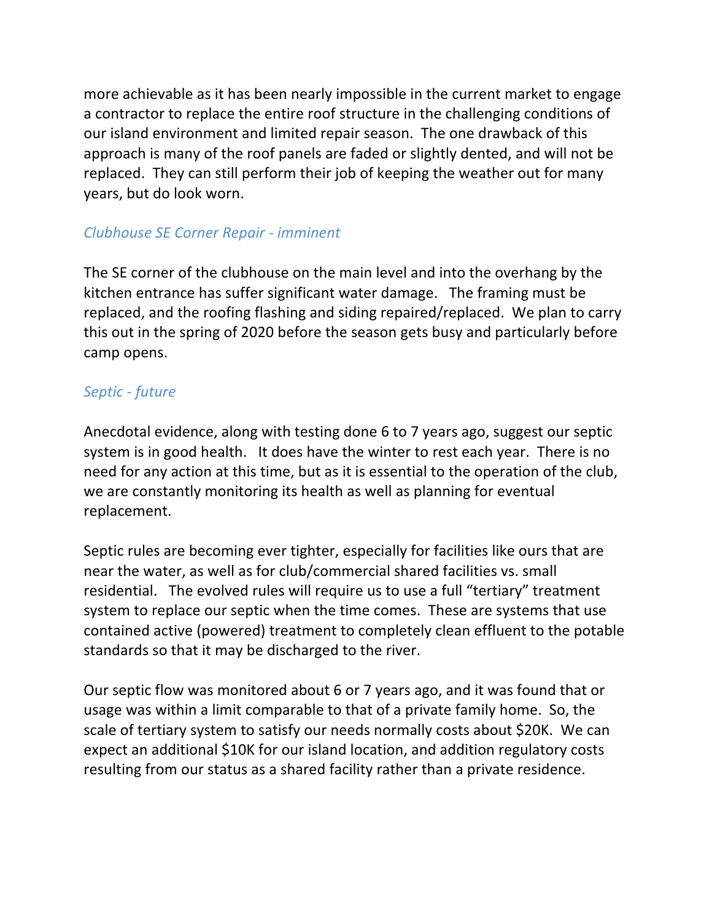more achievable as it has been nearly impossible in the current market to engage a contractor to replace the entire roof structure in the challenging conditions of our island environment and limited repair season. The one drawback of this approach is many of the roof panels are faded or slightly dented, and will not be replaced. They can still perform their job of keeping the weather out for many years, but do look worn.

### *Clubhouse SE Corner Repair - imminent*

The SE corner of the clubhouse on the main level and into the overhang by the kitchen entrance has suffer significant water damage. The framing must be replaced, and the roofing flashing and siding repaired/replaced. We plan to carry this out in the spring of 2020 before the season gets busy and particularly before camp opens.

### *Septic - future*

Anecdotal evidence, along with testing done 6 to 7 years ago, suggest our septic system is in good health. It does have the winter to rest each year. There is no need for any action at this time, but as it is essential to the operation of the club, we are constantly monitoring its health as well as planning for eventual replacement.

Septic rules are becoming ever tighter, especially for facilities like ours that are near the water, as well as for club/commercial shared facilities vs. small residential. The evolved rules will require us to use a full "tertiary" treatment system to replace our septic when the time comes. These are systems that use contained active (powered) treatment to completely clean effluent to the potable standards so that it may be discharged to the river.

Our septic flow was monitored about 6 or 7 years ago, and it was found that or usage was within a limit comparable to that of a private family home. So, the scale of tertiary system to satisfy our needs normally costs about $20K. We can expect an additional $10K for our island location, and addition regulatory costs resulting from our status as a shared facility rather than a private residence.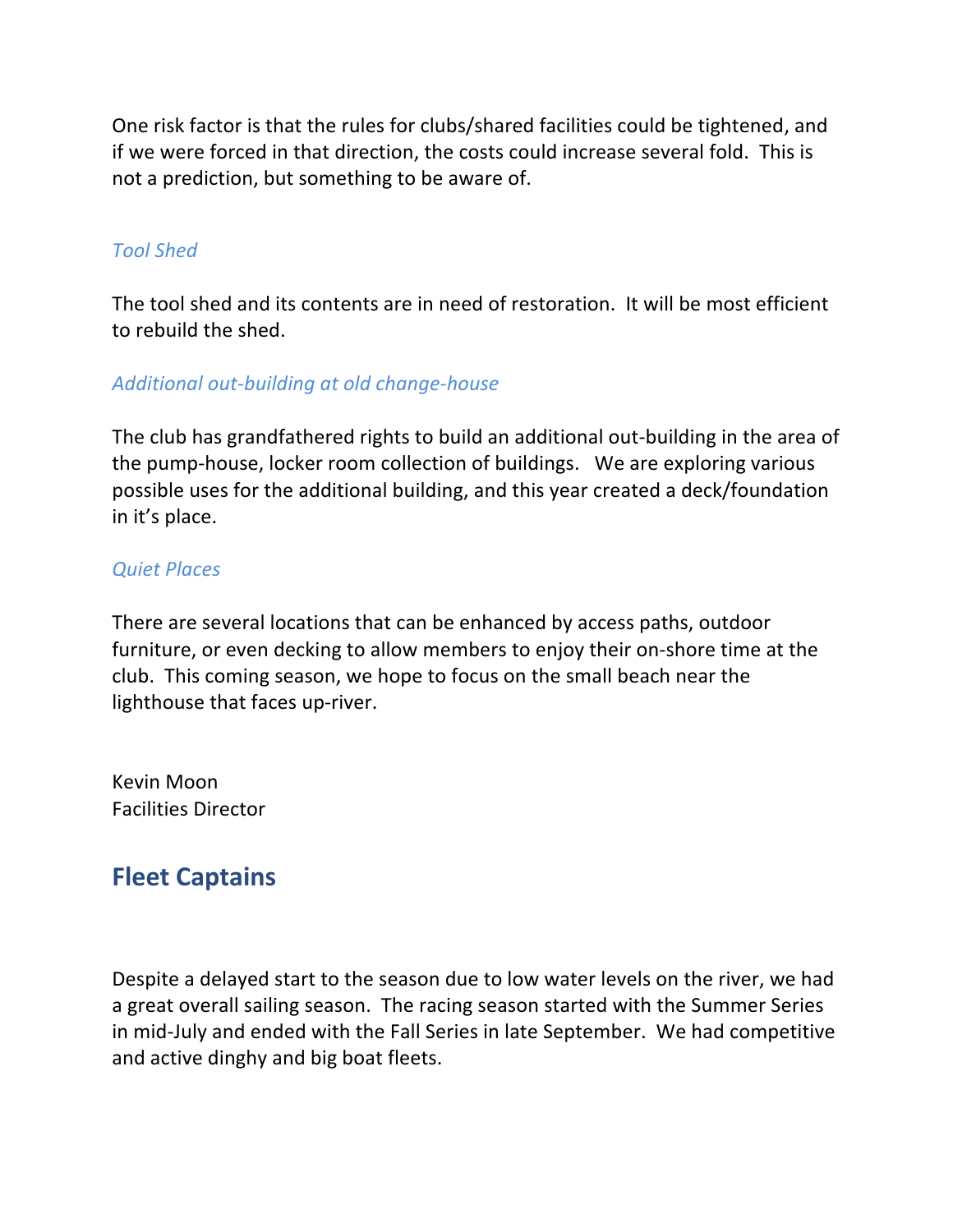One risk factor is that the rules for clubs/shared facilities could be tightened, and if we were forced in that direction, the costs could increase several fold. This is not a prediction, but something to be aware of.

### *Tool Shed*

The tool shed and its contents are in need of restoration. It will be most efficient to rebuild the shed.

### *Additional out-building at old change-house*

The club has grandfathered rights to build an additional out-building in the area of the pump-house, locker room collection of buildings. We are exploring various possible uses for the additional building, and this year created a deck/foundation in it's place.

### *Quiet Places*

There are several locations that can be enhanced by access paths, outdoor furniture, or even decking to allow members to enjoy their on-shore time at the club. This coming season, we hope to focus on the small beach near the lighthouse that faces up-river.

Kevin Moon
Facilities Director

## Fleet Captains

Despite a delayed start to the season due to low water levels on the river, we had a great overall sailing season. The racing season started with the Summer Series in mid-July and ended with the Fall Series in late September. We had competitive and active dinghy and big boat fleets.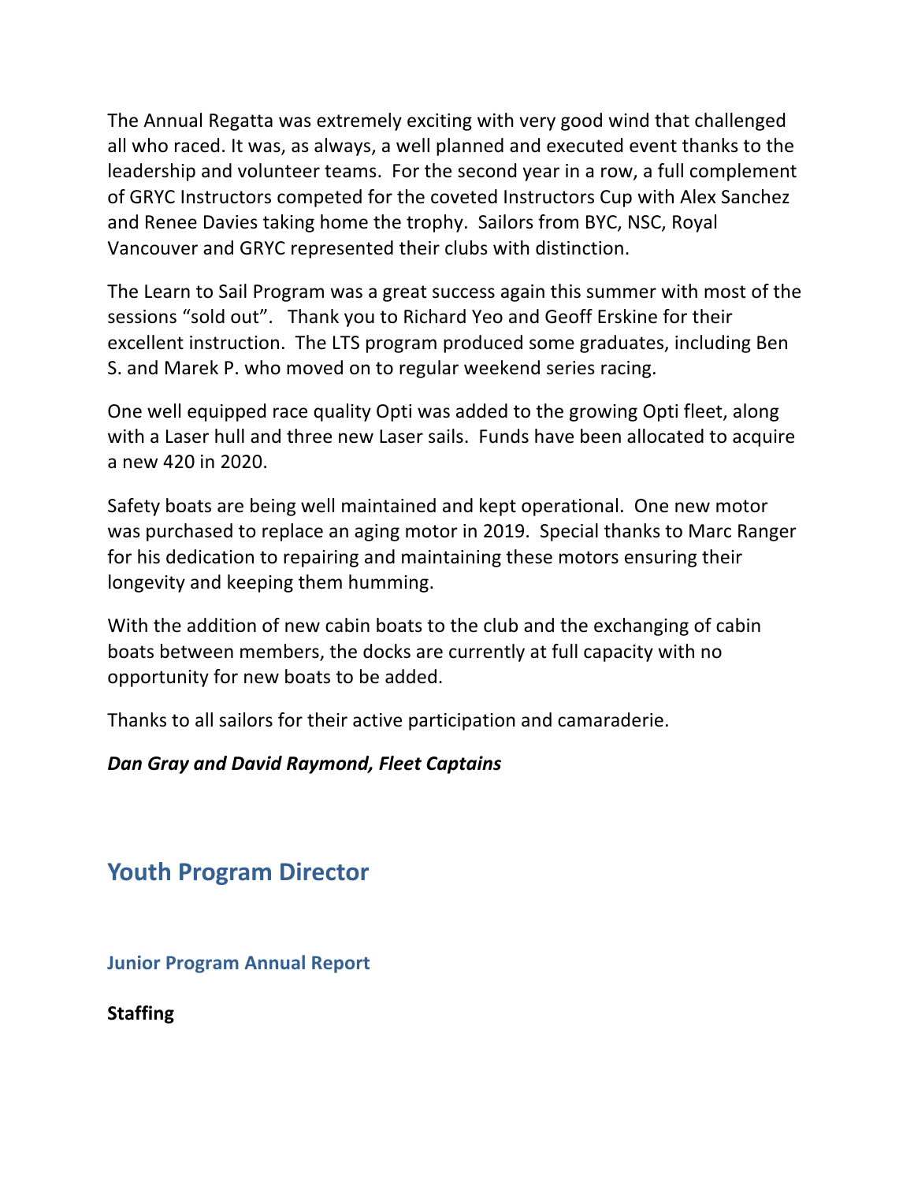The Annual Regatta was extremely exciting with very good wind that challenged all who raced. It was, as always, a well planned and executed event thanks to the leadership and volunteer teams. For the second year in a row, a full complement of GRYC Instructors competed for the coveted Instructors Cup with Alex Sanchez and Renee Davies taking home the trophy. Sailors from BYC, NSC, Royal Vancouver and GRYC represented their clubs with distinction.

The Learn to Sail Program was a great success again this summer with most of the sessions "sold out". Thank you to Richard Yeo and Geoff Erskine for their excellent instruction. The LTS program produced some graduates, including Ben S. and Marek P. who moved on to regular weekend series racing.

One well equipped race quality Opti was added to the growing Opti fleet, along with a Laser hull and three new Laser sails. Funds have been allocated to acquire a new 420 in 2020.

Safety boats are being well maintained and kept operational. One new motor was purchased to replace an aging motor in 2019. Special thanks to Marc Ranger for his dedication to repairing and maintaining these motors ensuring their longevity and keeping them humming.

With the addition of new cabin boats to the club and the exchanging of cabin boats between members, the docks are currently at full capacity with no opportunity for new boats to be added.

Thanks to all sailors for their active participation and camaraderie.

***Dan Gray and David Raymond, Fleet Captains***

## Youth Program Director

### Junior Program Annual Report

**Staffing**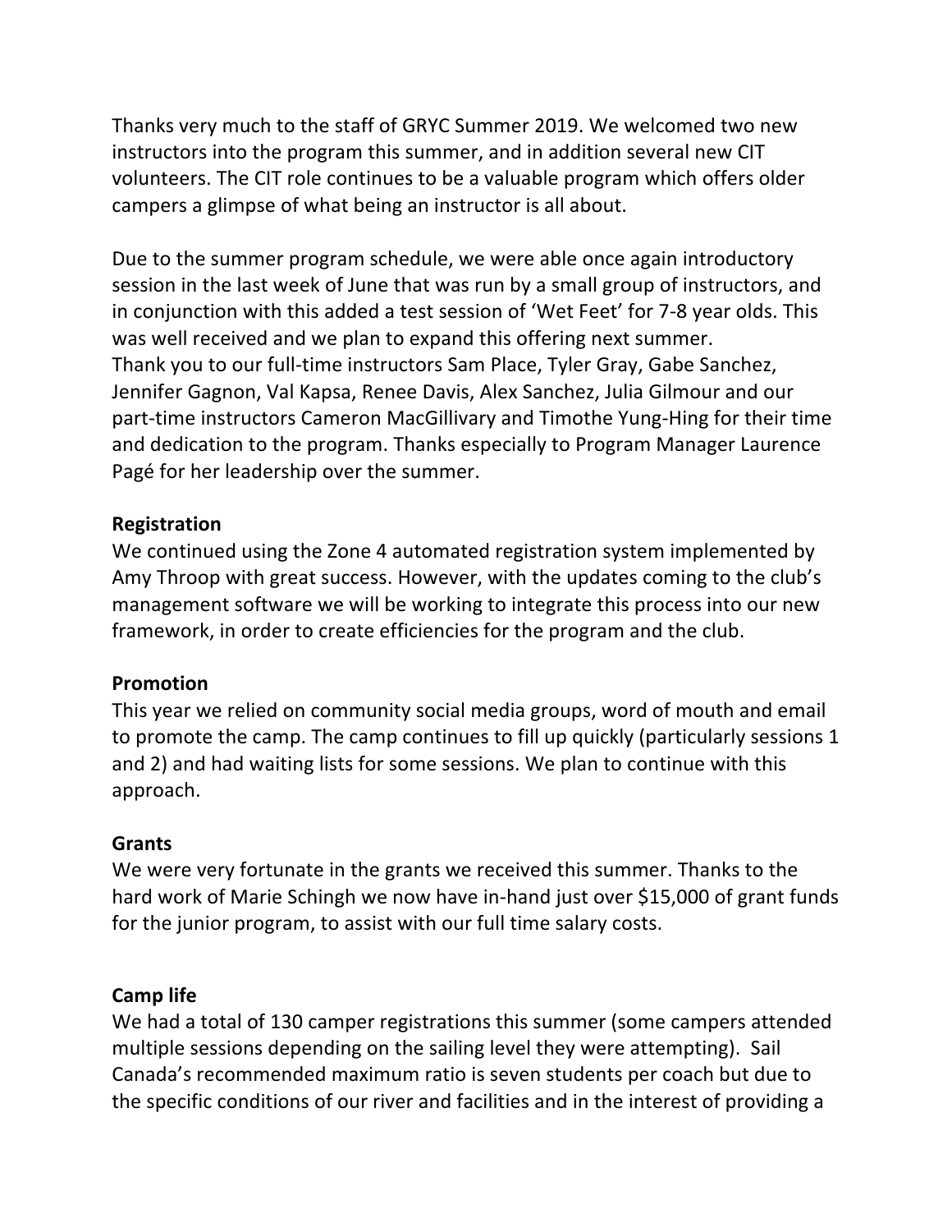Thanks very much to the staff of GRYC Summer 2019. We welcomed two new instructors into the program this summer, and in addition several new CIT volunteers. The CIT role continues to be a valuable program which offers older campers a glimpse of what being an instructor is all about.

Due to the summer program schedule, we were able once again introductory session in the last week of June that was run by a small group of instructors, and in conjunction with this added a test session of 'Wet Feet' for 7-8 year olds. This was well received and we plan to expand this offering next summer.
Thank you to our full-time instructors Sam Place, Tyler Gray, Gabe Sanchez, Jennifer Gagnon, Val Kapsa, Renee Davis, Alex Sanchez, Julia Gilmour and our part-time instructors Cameron MacGillivary and Timothe Yung-Hing for their time and dedication to the program. Thanks especially to Program Manager Laurence Pagé for her leadership over the summer.

**Registration**
We continued using the Zone 4 automated registration system implemented by Amy Throop with great success. However, with the updates coming to the club's management software we will be working to integrate this process into our new framework, in order to create efficiencies for the program and the club.

**Promotion**
This year we relied on community social media groups, word of mouth and email to promote the camp. The camp continues to fill up quickly (particularly sessions 1 and 2) and had waiting lists for some sessions. We plan to continue with this approach.

**Grants**
We were very fortunate in the grants we received this summer. Thanks to the hard work of Marie Schingh we now have in-hand just over $15,000 of grant funds for the junior program, to assist with our full time salary costs.

**Camp life**
We had a total of 130 camper registrations this summer (some campers attended multiple sessions depending on the sailing level they were attempting). Sail Canada's recommended maximum ratio is seven students per coach but due to the specific conditions of our river and facilities and in the interest of providing a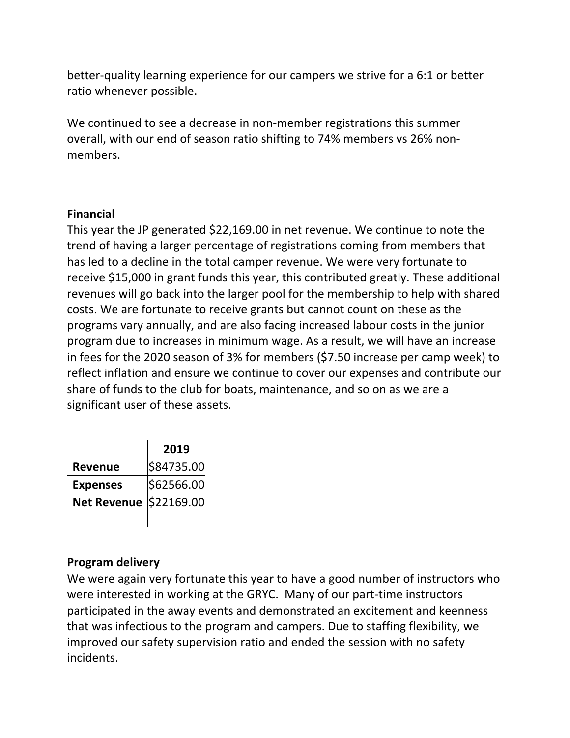better-quality learning experience for our campers we strive for a 6:1 or better ratio whenever possible.

We continued to see a decrease in non-member registrations this summer overall, with our end of season ratio shifting to 74% members vs 26% non-members.

**Financial**

This year the JP generated $22,169.00 in net revenue. We continue to note the trend of having a larger percentage of registrations coming from members that has led to a decline in the total camper revenue. We were very fortunate to receive $15,000 in grant funds this year, this contributed greatly. These additional revenues will go back into the larger pool for the membership to help with shared costs. We are fortunate to receive grants but cannot count on these as the programs vary annually, and are also facing increased labour costs in the junior program due to increases in minimum wage. As a result, we will have an increase in fees for the 2020 season of 3% for members ($7.50 increase per camp week) to reflect inflation and ensure we continue to cover our expenses and contribute our share of funds to the club for boats, maintenance, and so on as we are a significant user of these assets.

| | **2019** |
|---|---|
| **Revenue** | $84735.00 |
| **Expenses** | $62566.00 |
| **Net Revenue** | $22169.00 |

**Program delivery**

We were again very fortunate this year to have a good number of instructors who were interested in working at the GRYC. Many of our part-time instructors participated in the away events and demonstrated an excitement and keenness that was infectious to the program and campers. Due to staffing flexibility, we improved our safety supervision ratio and ended the session with no safety incidents.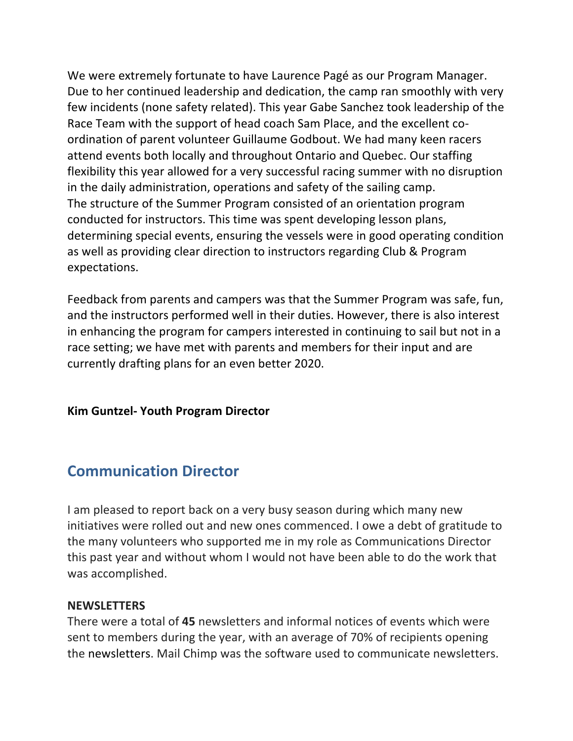We were extremely fortunate to have Laurence Pagé as our Program Manager. Due to her continued leadership and dedication, the camp ran smoothly with very few incidents (none safety related). This year Gabe Sanchez took leadership of the Race Team with the support of head coach Sam Place, and the excellent co-ordination of parent volunteer Guillaume Godbout. We had many keen racers attend events both locally and throughout Ontario and Quebec. Our staffing flexibility this year allowed for a very successful racing summer with no disruption in the daily administration, operations and safety of the sailing camp.
The structure of the Summer Program consisted of an orientation program conducted for instructors. This time was spent developing lesson plans, determining special events, ensuring the vessels were in good operating condition as well as providing clear direction to instructors regarding Club & Program expectations.

Feedback from parents and campers was that the Summer Program was safe, fun, and the instructors performed well in their duties. However, there is also interest in enhancing the program for campers interested in continuing to sail but not in a race setting; we have met with parents and members for their input and are currently drafting plans for an even better 2020.

**Kim Guntzel- Youth Program Director**

## Communication Director

I am pleased to report back on a very busy season during which many new initiatives were rolled out and new ones commenced. I owe a debt of gratitude to the many volunteers who supported me in my role as Communications Director this past year and without whom I would not have been able to do the work that was accomplished.

**NEWSLETTERS**
There were a total of **45** newsletters and informal notices of events which were sent to members during the year, with an average of 70% of recipients opening the newsletters. Mail Chimp was the software used to communicate newsletters.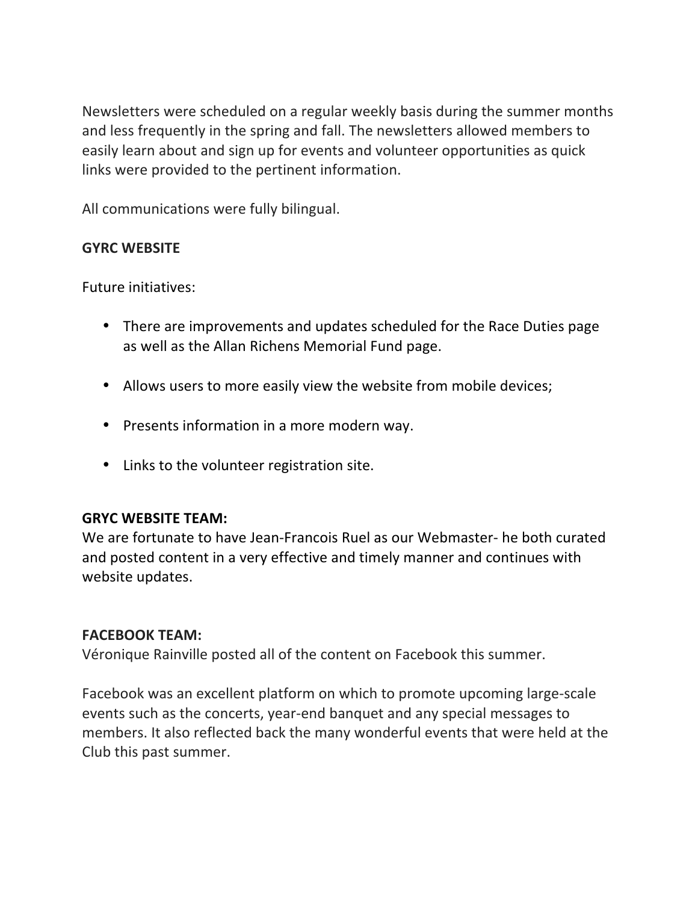Newsletters were scheduled on a regular weekly basis during the summer months and less frequently in the spring and fall. The newsletters allowed members to easily learn about and sign up for events and volunteer opportunities as quick links were provided to the pertinent information.

All communications were fully bilingual.

**GYRC WEBSITE**

Future initiatives:

- There are improvements and updates scheduled for the Race Duties page as well as the Allan Richens Memorial Fund page.
- Allows users to more easily view the website from mobile devices;
- Presents information in a more modern way.
- Links to the volunteer registration site.

**GRYC WEBSITE TEAM:**
We are fortunate to have Jean-Francois Ruel as our Webmaster- he both curated and posted content in a very effective and timely manner and continues with website updates.

**FACEBOOK TEAM:**
Véronique Rainville posted all of the content on Facebook this summer.

Facebook was an excellent platform on which to promote upcoming large-scale events such as the concerts, year-end banquet and any special messages to members. It also reflected back the many wonderful events that were held at the Club this past summer.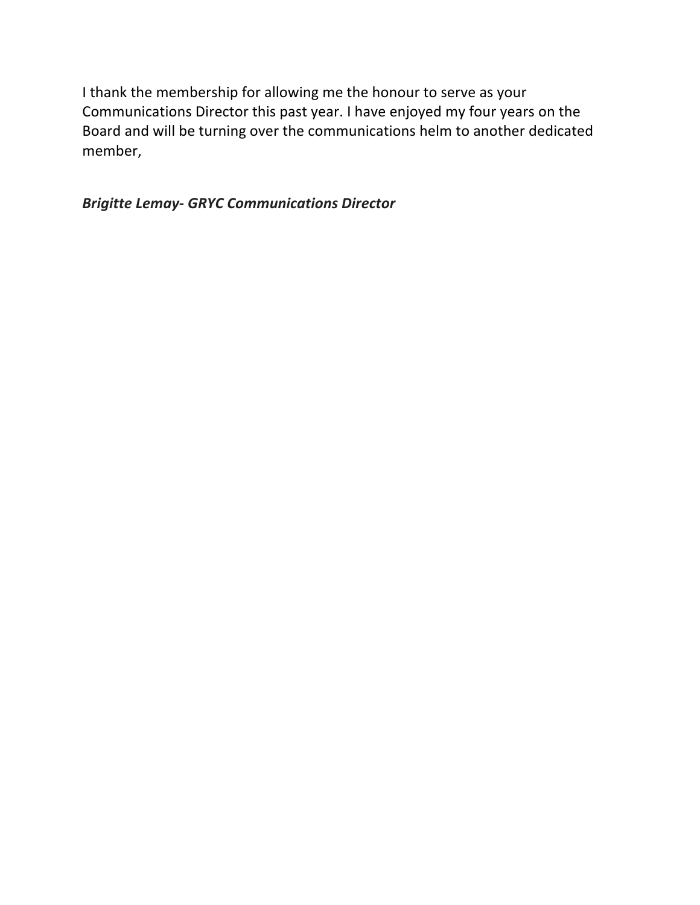I thank the membership for allowing me the honour to serve as your Communications Director this past year. I have enjoyed my four years on the Board and will be turning over the communications helm to another dedicated member,

***Brigitte Lemay- GRYC Communications Director***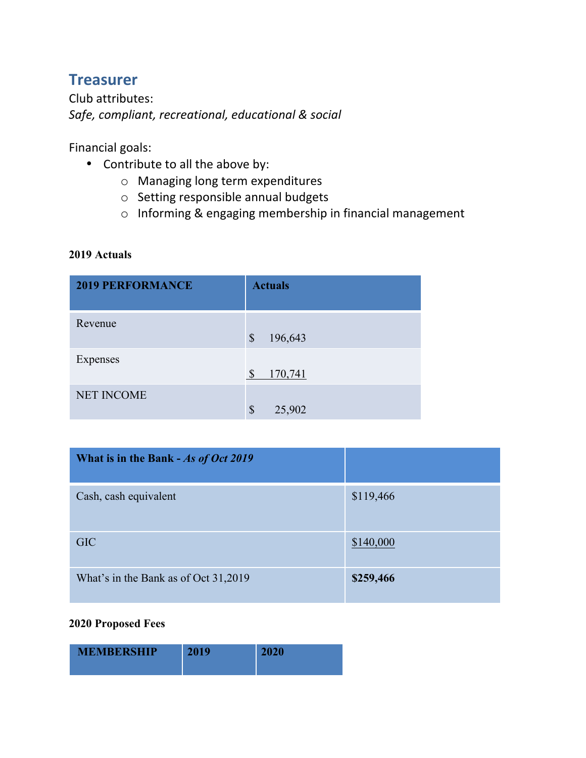## Treasurer

Club attributes:
*Safe, compliant, recreational, educational & social*

Financial goals:

- Contribute to all the above by:
  - Managing long term expenditures
  - Setting responsible annual budgets
  - Informing & engaging membership in financial management

**2019 Actuals**

| 2019 PERFORMANCE | Actuals |
|---|---|
| Revenue | $ 196,643 |
| Expenses | $ 170,741 |
| NET INCOME | $ 25,902 |

| What is in the Bank - *As of Oct 2019* | |
|---|---|
| Cash, cash equivalent | $119,466 |
| GIC | $140,000 |
| What's in the Bank as of Oct 31,2019 | **$259,466** |

**2020 Proposed Fees**

| MEMBERSHIP | 2019 | 2020 |
|---|---|---|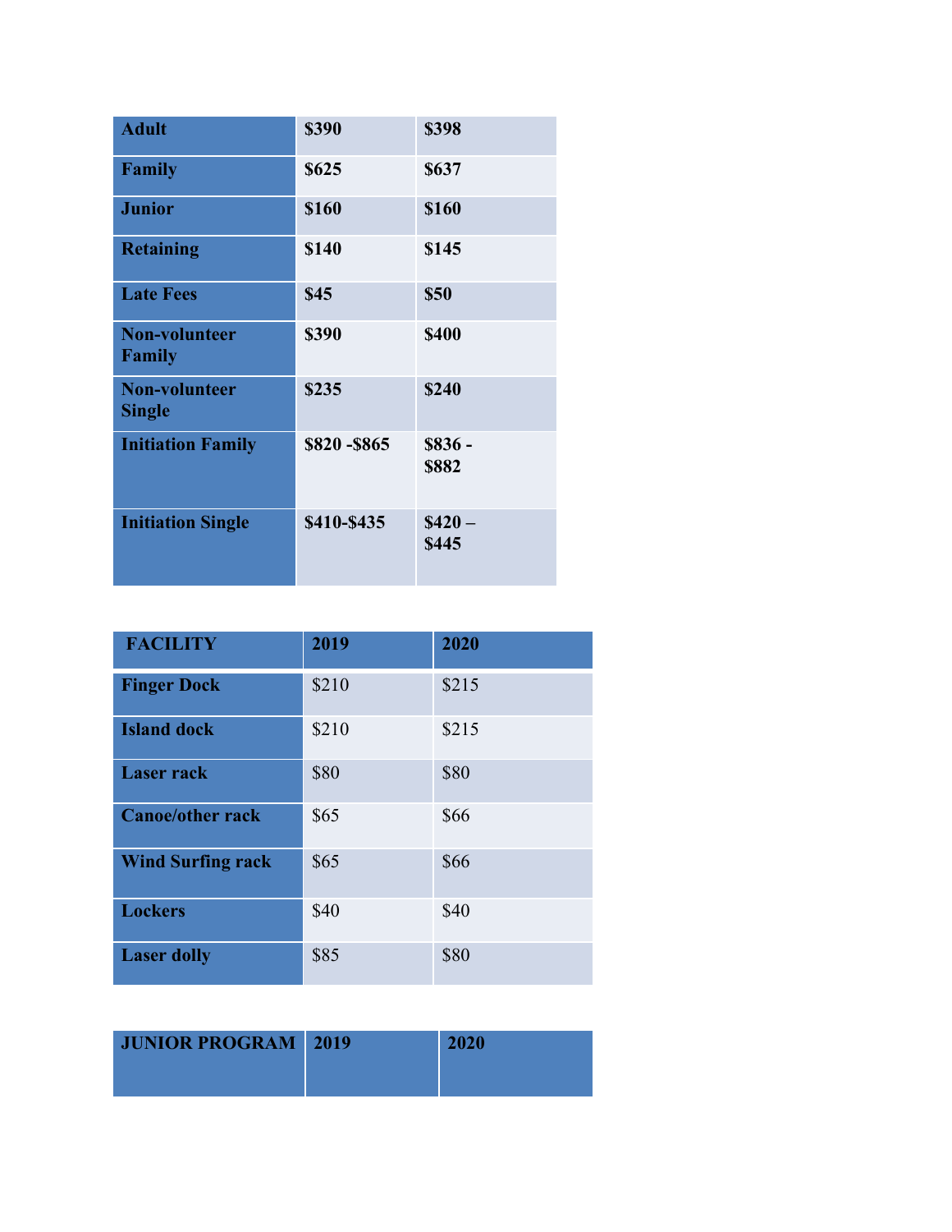| Adult | $390 | $398 |
|---|---|---|
| Family | $625 | $637 |
| Junior | $160 | $160 |
| Retaining | $140 | $145 |
| Late Fees | $45 | $50 |
| Non-volunteer Family | $390 | $400 |
| Non-volunteer Single | $235 | $240 |
| Initiation Family | $820 -$865 | $836 - $882 |
| Initiation Single | $410-$435 | $420 – $445 |

| FACILITY | 2019 | 2020 |
|---|---|---|
| Finger Dock | $210 | $215 |
| Island dock | $210 | $215 |
| Laser rack | $80 | $80 |
| Canoe/other rack | $65 | $66 |
| Wind Surfing rack | $65 | $66 |
| Lockers | $40 | $40 |
| Laser dolly | $85 | $80 |

| JUNIOR PROGRAM | 2019 | 2020 |
|---|---|---|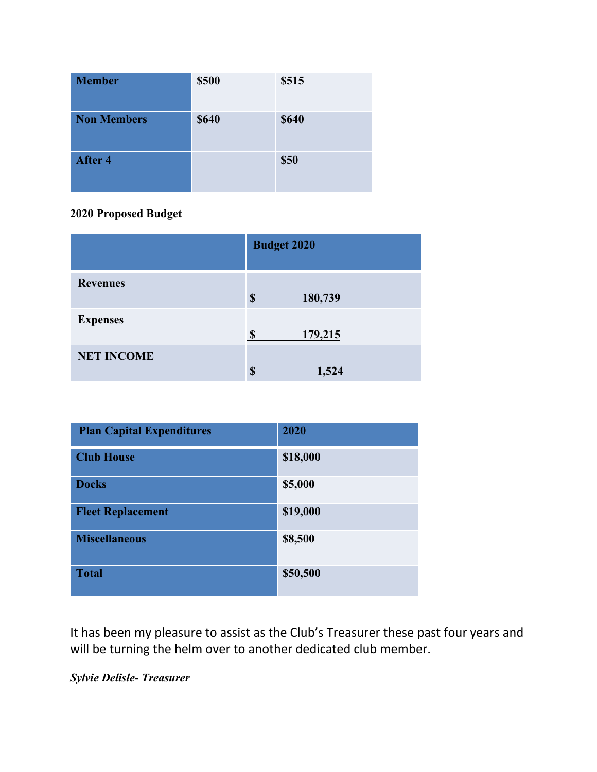| Member | $500 | $515 |
| --- | --- | --- |
| Non Members | $640 | $640 |
| After 4 | | $50 |

**2020 Proposed Budget**

| | Budget 2020 |
| --- | --- |
| Revenues | $ 180,739 |
| Expenses | $ 179,215 |
| NET INCOME | $ 1,524 |

| Plan Capital Expenditures | 2020 |
| --- | --- |
| Club House | $18,000 |
| Docks | $5,000 |
| Fleet Replacement | $19,000 |
| Miscellaneous | $8,500 |
| Total | $50,500 |

It has been my pleasure to assist as the Club's Treasurer these past four years and will be turning the helm over to another dedicated club member.

***Sylvie Delisle- Treasurer***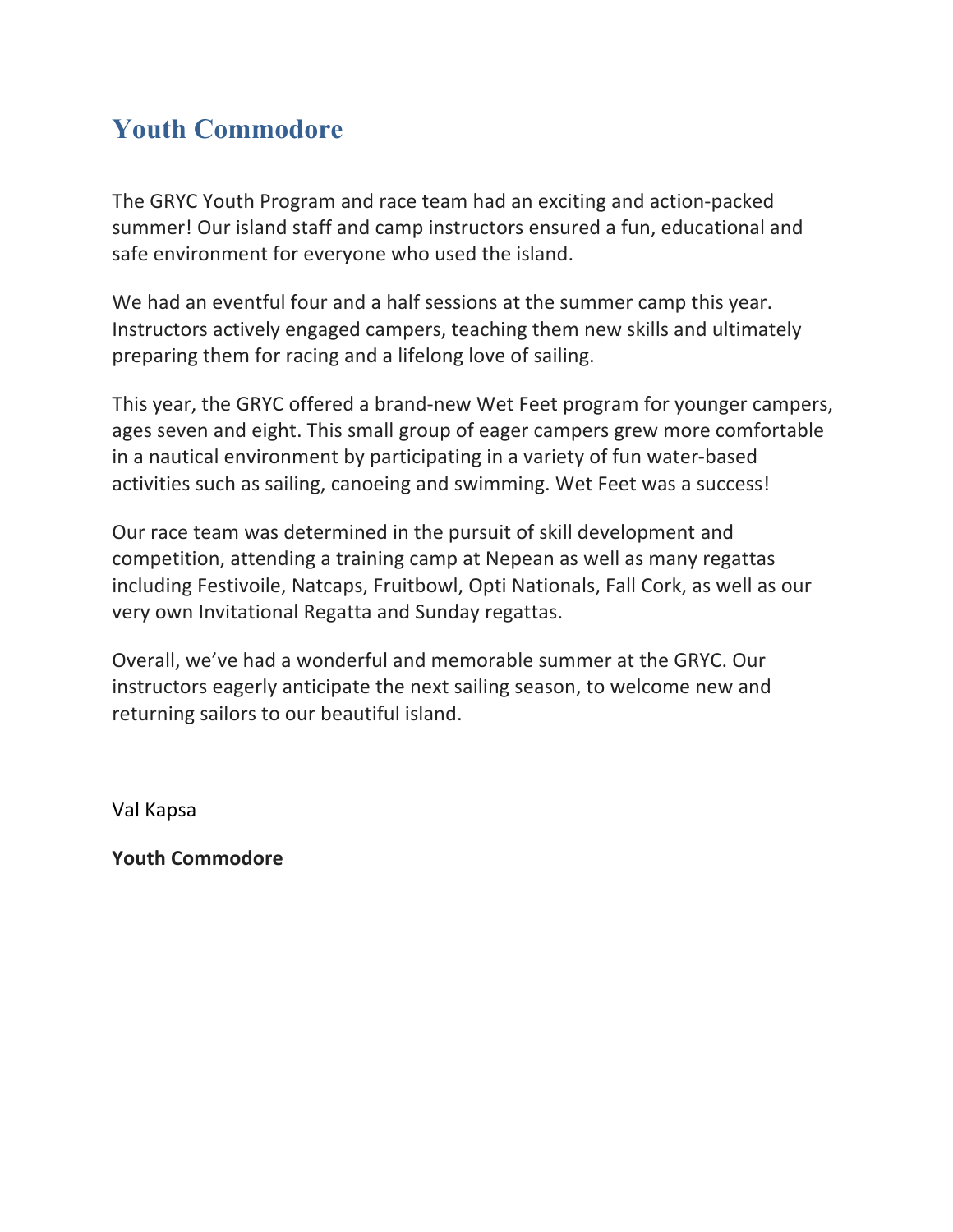## Youth Commodore

The GRYC Youth Program and race team had an exciting and action-packed summer! Our island staff and camp instructors ensured a fun, educational and safe environment for everyone who used the island.

We had an eventful four and a half sessions at the summer camp this year. Instructors actively engaged campers, teaching them new skills and ultimately preparing them for racing and a lifelong love of sailing.

This year, the GRYC offered a brand-new Wet Feet program for younger campers, ages seven and eight. This small group of eager campers grew more comfortable in a nautical environment by participating in a variety of fun water-based activities such as sailing, canoeing and swimming. Wet Feet was a success!

Our race team was determined in the pursuit of skill development and competition, attending a training camp at Nepean as well as many regattas including Festivoile, Natcaps, Fruitbowl, Opti Nationals, Fall Cork, as well as our very own Invitational Regatta and Sunday regattas.

Overall, we've had a wonderful and memorable summer at the GRYC. Our instructors eagerly anticipate the next sailing season, to welcome new and returning sailors to our beautiful island.

Val Kapsa

**Youth Commodore**